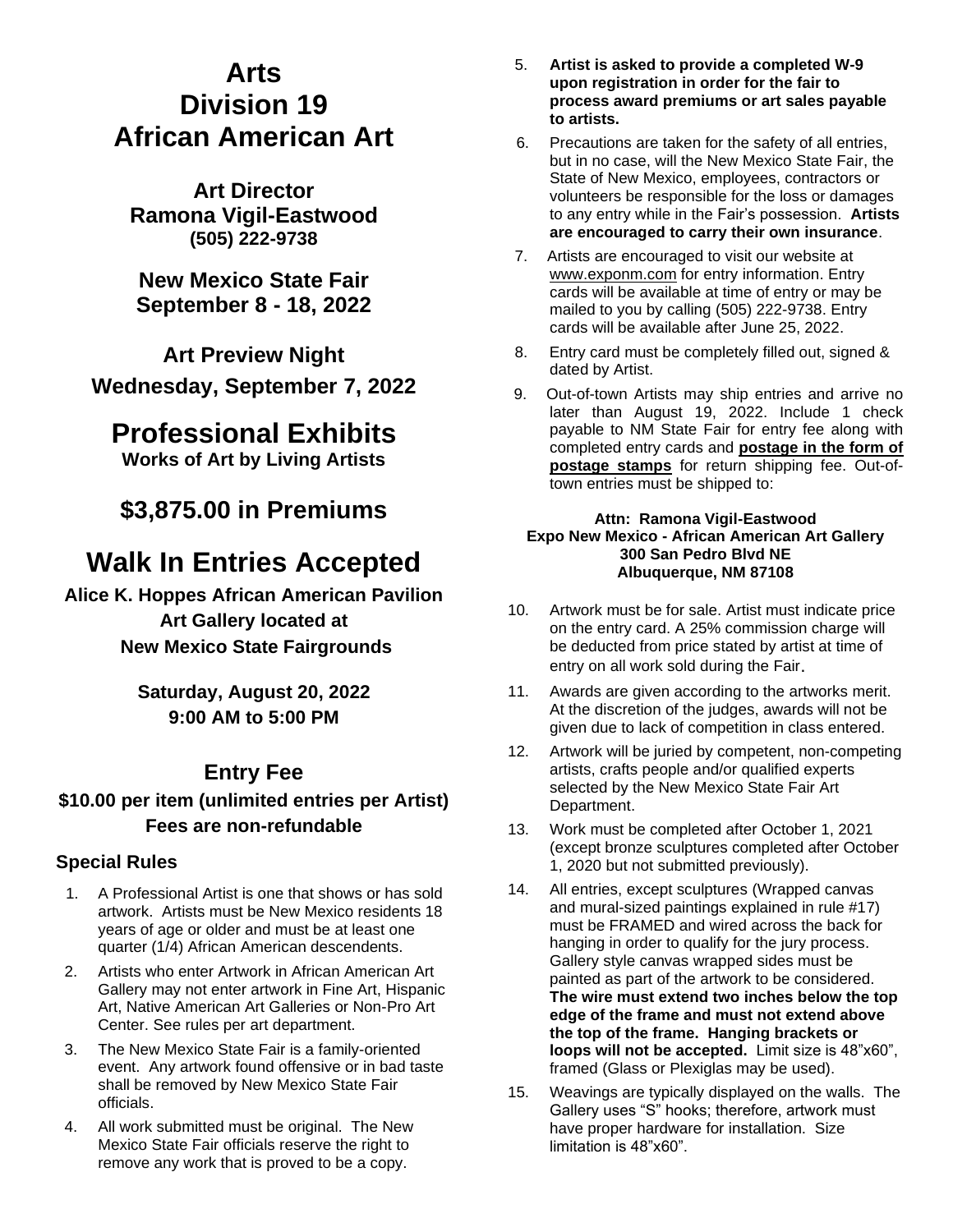# Arts
# Division 19
# African American Art

**Art Director**
**Ramona Vigil-Eastwood**
**(505) 222-9738**

**New Mexico State Fair**
**September 8 - 18, 2022**

**Art Preview Night**
**Wednesday, September 7, 2022**

## Professional Exhibits

**Works of Art by Living Artists**

## $3,875.00 in Premiums

## Walk In Entries Accepted

**Alice K. Hoppes African American Pavilion**
**Art Gallery located at**
**New Mexico State Fairgrounds**

**Saturday, August 20, 2022**
**9:00 AM to 5:00 PM**

### Entry Fee

**$10.00 per item (unlimited entries per Artist)**
**Fees are non-refundable**

### Special Rules

1. A Professional Artist is one that shows or has sold artwork. Artists must be New Mexico residents 18 years of age or older and must be at least one quarter (1/4) African American descendents.
2. Artists who enter Artwork in African American Art Gallery may not enter artwork in Fine Art, Hispanic Art, Native American Art Galleries or Non-Pro Art Center. See rules per art department.
3. The New Mexico State Fair is a family-oriented event. Any artwork found offensive or in bad taste shall be removed by New Mexico State Fair officials.
4. All work submitted must be original. The New Mexico State Fair officials reserve the right to remove any work that is proved to be a copy.
5. **Artist is asked to provide a completed W-9 upon registration in order for the fair to process award premiums or art sales payable to artists.**
6. Precautions are taken for the safety of all entries, but in no case, will the New Mexico State Fair, the State of New Mexico, employees, contractors or volunteers be responsible for the loss or damages to any entry while in the Fair's possession. **Artists are encouraged to carry their own insurance**.
7. Artists are encouraged to visit our website at www.exponm.com for entry information. Entry cards will be available at time of entry or may be mailed to you by calling (505) 222-9738. Entry cards will be available after June 25, 2022.
8. Entry card must be completely filled out, signed & dated by Artist.
9. Out-of-town Artists may ship entries and arrive no later than August 19, 2022. Include 1 check payable to NM State Fair for entry fee along with completed entry cards and **postage in the form of postage stamps** for return shipping fee. Out-of-town entries must be shipped to:

   **Attn: Ramona Vigil-Eastwood**
   **Expo New Mexico - African American Art Gallery**
   **300 San Pedro Blvd NE**
   **Albuquerque, NM 87108**

10. Artwork must be for sale. Artist must indicate price on the entry card. A 25% commission charge will be deducted from price stated by artist at time of entry on all work sold during the Fair.
11. Awards are given according to the artworks merit. At the discretion of the judges, awards will not be given due to lack of competition in class entered.
12. Artwork will be juried by competent, non-competing artists, crafts people and/or qualified experts selected by the New Mexico State Fair Art Department.
13. Work must be completed after October 1, 2021 (except bronze sculptures completed after October 1, 2020 but not submitted previously).
14. All entries, except sculptures (Wrapped canvas and mural-sized paintings explained in rule #17) must be FRAMED and wired across the back for hanging in order to qualify for the jury process. Gallery style canvas wrapped sides must be painted as part of the artwork to be considered. **The wire must extend two inches below the top edge of the frame and must not extend above the top of the frame. Hanging brackets or loops will not be accepted.** Limit size is 48"x60", framed (Glass or Plexiglas may be used).
15. Weavings are typically displayed on the walls. The Gallery uses "S" hooks; therefore, artwork must have proper hardware for installation. Size limitation is 48"x60".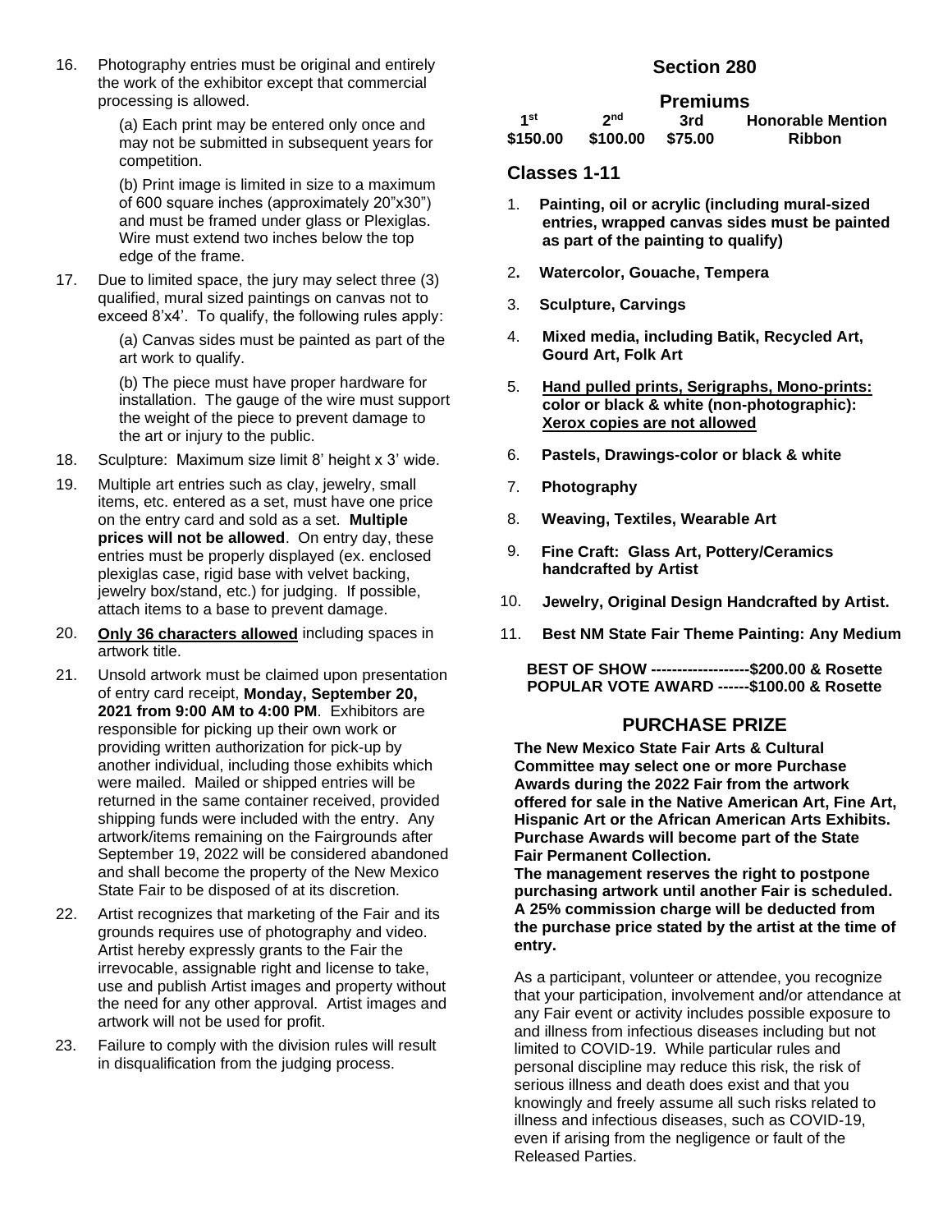16. Photography entries must be original and entirely the work of the exhibitor except that commercial processing is allowed.

    (a) Each print may be entered only once and may not be submitted in subsequent years for competition.

    (b) Print image is limited in size to a maximum of 600 square inches (approximately 20"x30") and must be framed under glass or Plexiglas. Wire must extend two inches below the top edge of the frame.

17. Due to limited space, the jury may select three (3) qualified, mural sized paintings on canvas not to exceed 8'x4'. To qualify, the following rules apply:

    (a) Canvas sides must be painted as part of the art work to qualify.

    (b) The piece must have proper hardware for installation. The gauge of the wire must support the weight of the piece to prevent damage to the art or injury to the public.

18. Sculpture: Maximum size limit 8' height x 3' wide.

19. Multiple art entries such as clay, jewelry, small items, etc. entered as a set, must have one price on the entry card and sold as a set. **Multiple prices will not be allowed**. On entry day, these entries must be properly displayed (ex. enclosed plexiglas case, rigid base with velvet backing, jewelry box/stand, etc.) for judging. If possible, attach items to a base to prevent damage.

20. **Only 36 characters allowed** including spaces in artwork title.

21. Unsold artwork must be claimed upon presentation of entry card receipt, **Monday, September 20, 2021 from 9:00 AM to 4:00 PM**. Exhibitors are responsible for picking up their own work or providing written authorization for pick-up by another individual, including those exhibits which were mailed. Mailed or shipped entries will be returned in the same container received, provided shipping funds were included with the entry. Any artwork/items remaining on the Fairgrounds after September 19, 2022 will be considered abandoned and shall become the property of the New Mexico State Fair to be disposed of at its discretion.

22. Artist recognizes that marketing of the Fair and its grounds requires use of photography and video. Artist hereby expressly grants to the Fair the irrevocable, assignable right and license to take, use and publish Artist images and property without the need for any other approval. Artist images and artwork will not be used for profit.

23. Failure to comply with the division rules will result in disqualification from the judging process.

## Section 280

### Premiums

| 1st | 2nd | 3rd | Honorable Mention |
|---|---|---|---|
| $150.00 | $100.00 | $75.00 | Ribbon |

### Classes 1-11

1. **Painting, oil or acrylic (including mural-sized entries, wrapped canvas sides must be painted as part of the painting to qualify)**
2. **Watercolor, Gouache, Tempera**
3. **Sculpture, Carvings**
4. **Mixed media, including Batik, Recycled Art, Gourd Art, Folk Art**
5. **Hand pulled prints, Serigraphs, Mono-prints: color or black & white (non-photographic): Xerox copies are not allowed**
6. **Pastels, Drawings-color or black & white**
7. **Photography**
8. **Weaving, Textiles, Wearable Art**
9. **Fine Craft: Glass Art, Pottery/Ceramics handcrafted by Artist**
10. **Jewelry, Original Design Handcrafted by Artist.**
11. **Best NM State Fair Theme Painting: Any Medium**

**BEST OF SHOW -------------------$200.00 & Rosette**
**POPULAR VOTE AWARD ------$100.00 & Rosette**

## PURCHASE PRIZE

**The New Mexico State Fair Arts & Cultural Committee may select one or more Purchase Awards during the 2022 Fair from the artwork offered for sale in the Native American Art, Fine Art, Hispanic Art or the African American Arts Exhibits. Purchase Awards will become part of the State Fair Permanent Collection.**
**The management reserves the right to postpone purchasing artwork until another Fair is scheduled. A 25% commission charge will be deducted from the purchase price stated by the artist at the time of entry.**

As a participant, volunteer or attendee, you recognize that your participation, involvement and/or attendance at any Fair event or activity includes possible exposure to and illness from infectious diseases including but not limited to COVID-19. While particular rules and personal discipline may reduce this risk, the risk of serious illness and death does exist and that you knowingly and freely assume all such risks related to illness and infectious diseases, such as COVID-19, even if arising from the negligence or fault of the Released Parties.